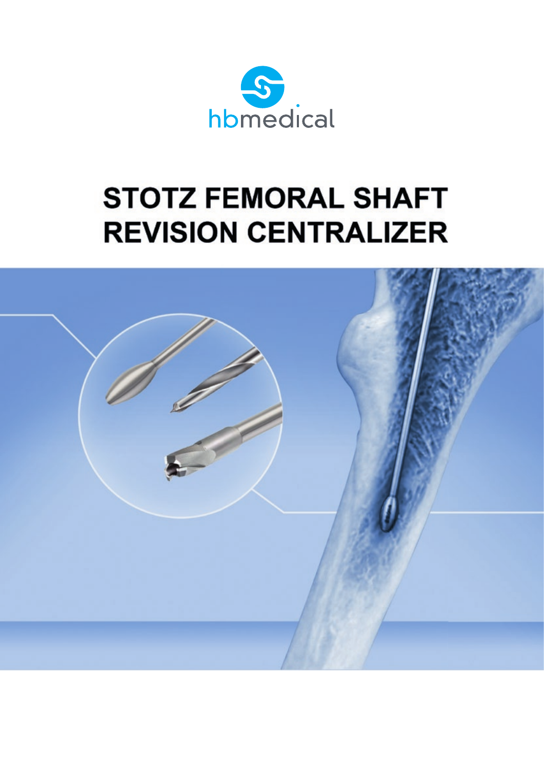hbmedical

# STOTZ FEMORAL SHAFT REVISION CENTRALIZER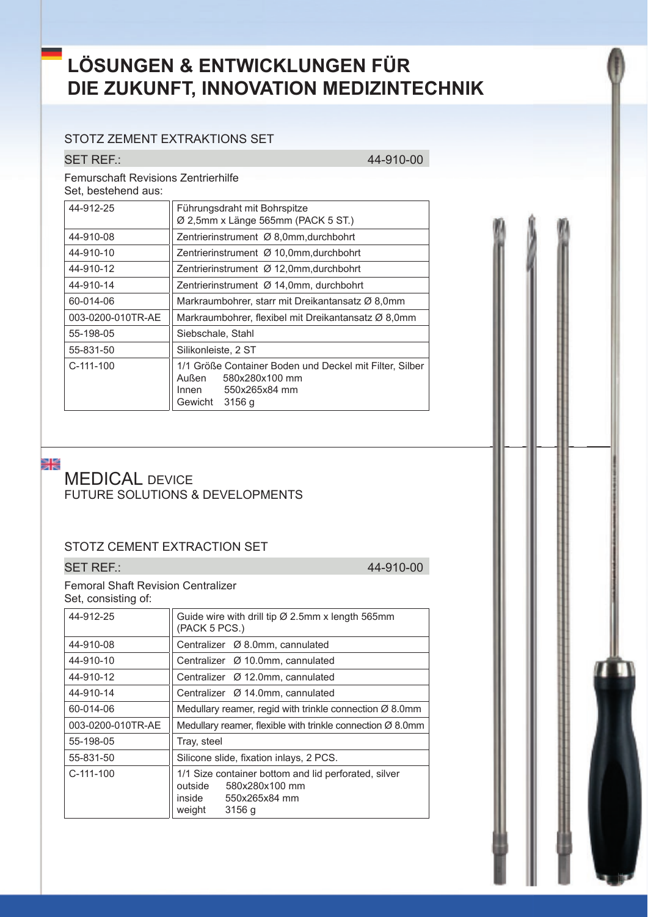# LÖSUNGEN & ENTWICKLUNGEN FÜR DIE ZUKUNFT, INNOVATION MEDIZINTECHNIK

## STOTZ ZEMENT EXTRAKTIONS SET

SET REF.: 44-910-00

Femurschaft Revisions Zentrierhilfe
Set, bestehend aus:

| | |
|---|---|
| 44-912-25 | Führungsdraht mit Bohrspitze Ø 2,5mm x Länge 565mm (PACK 5 ST.) |
| 44-910-08 | Zentrierinstrument Ø 8,0mm,durchbohrt |
| 44-910-10 | Zentrierinstrument Ø 10,0mm,durchbohrt |
| 44-910-12 | Zentrierinstrument Ø 12,0mm,durchbohrt |
| 44-910-14 | Zentrierinstrument Ø 14,0mm, durchbohrt |
| 60-014-06 | Markraumbohrer, starr mit Dreikantansatz Ø 8,0mm |
| 003-0200-010TR-AE | Markraumbohrer, flexibel mit Dreikantansatz Ø 8,0mm |
| 55-198-05 | Siebschale, Stahl |
| 55-831-50 | Silikonleiste, 2 ST |
| C-111-100 | 1/1 Größe Container Boden und Deckel mit Filter, Silber<br>Außen 580x280x100 mm<br>Innen 550x265x84 mm<br>Gewicht 3156 g |

# MEDICAL DEVICE
FUTURE SOLUTIONS & DEVELOPMENTS

## STOTZ CEMENT EXTRACTION SET

SET REF.: 44-910-00

Femoral Shaft Revision Centralizer
Set, consisting of:

| | |
|---|---|
| 44-912-25 | Guide wire with drill tip Ø 2.5mm x length 565mm (PACK 5 PCS.) |
| 44-910-08 | Centralizer Ø 8.0mm, cannulated |
| 44-910-10 | Centralizer Ø 10.0mm, cannulated |
| 44-910-12 | Centralizer Ø 12.0mm, cannulated |
| 44-910-14 | Centralizer Ø 14.0mm, cannulated |
| 60-014-06 | Medullary reamer, regid with trinkle connection Ø 8.0mm |
| 003-0200-010TR-AE | Medullary reamer, flexible with trinkle connection Ø 8.0mm |
| 55-198-05 | Tray, steel |
| 55-831-50 | Silicone slide, fixation inlays, 2 PCS. |
| C-111-100 | 1/1 Size container bottom and lid perforated, silver<br>outside 580x280x100 mm<br>inside 550x265x84 mm<br>weight 3156 g |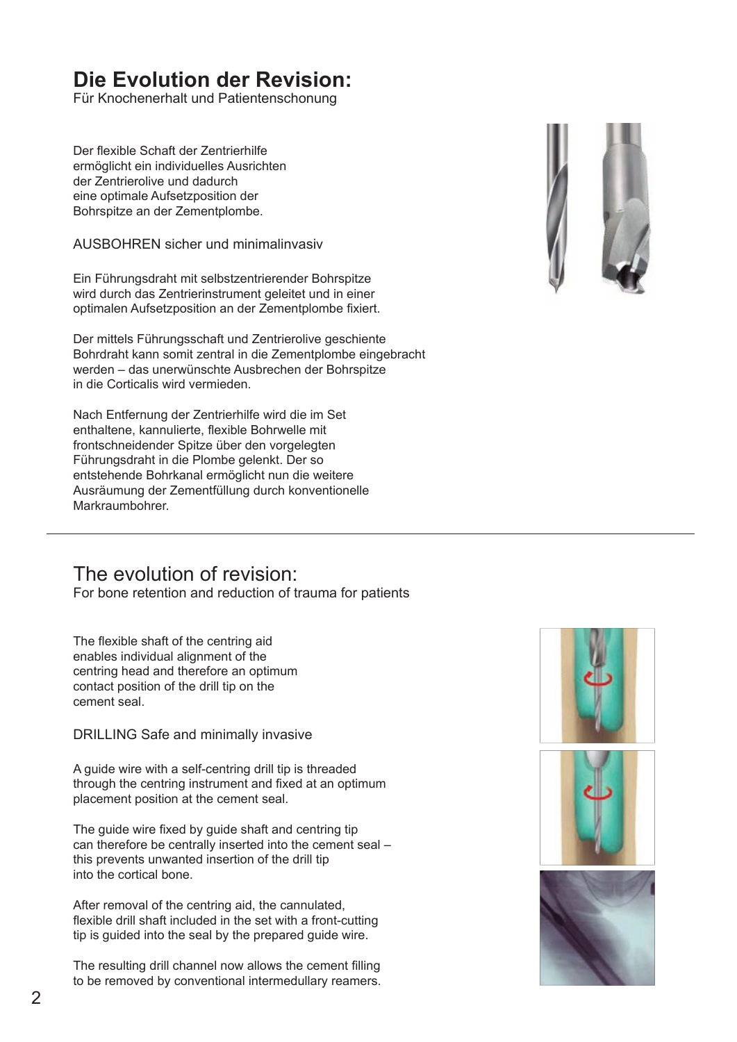# Die Evolution der Revision:

Für Knochenerhalt und Patientenschonung

Der flexible Schaft der Zentrierhilfe ermöglicht ein individuelles Ausrichten der Zentrierolive und dadurch eine optimale Aufsetzposition der Bohrspitze an der Zementplombe.

AUSBOHREN sicher und minimalinvasiv

Ein Führungsdraht mit selbstzentrierender Bohrspitze wird durch das Zentrierinstrument geleitet und in einer optimalen Aufsetzposition an der Zementplombe fixiert.

Der mittels Führungsschaft und Zentrierolive geschiente Bohrdraht kann somit zentral in die Zementplombe eingebracht werden – das unerwünschte Ausbrechen der Bohrspitze in die Corticalis wird vermieden.

Nach Entfernung der Zentrierhilfe wird die im Set enthaltene, kannulierte, flexible Bohrwelle mit frontschneidender Spitze über den vorgelegten Führungsdraht in die Plombe gelenkt. Der so entstehende Bohrkanal ermöglicht nun die weitere Ausräumung der Zementfüllung durch konventionelle Markraumbohrer.

---

# The evolution of revision:

For bone retention and reduction of trauma for patients

The flexible shaft of the centring aid enables individual alignment of the centring head and therefore an optimum contact position of the drill tip on the cement seal.

DRILLING Safe and minimally invasive

A guide wire with a self-centring drill tip is threaded through the centring instrument and fixed at an optimum placement position at the cement seal.

The guide wire fixed by guide shaft and centring tip can therefore be centrally inserted into the cement seal – this prevents unwanted insertion of the drill tip into the cortical bone.

After removal of the centring aid, the cannulated, flexible drill shaft included in the set with a front-cutting tip is guided into the seal by the prepared guide wire.

The resulting drill channel now allows the cement filling to be removed by conventional intermedullary reamers.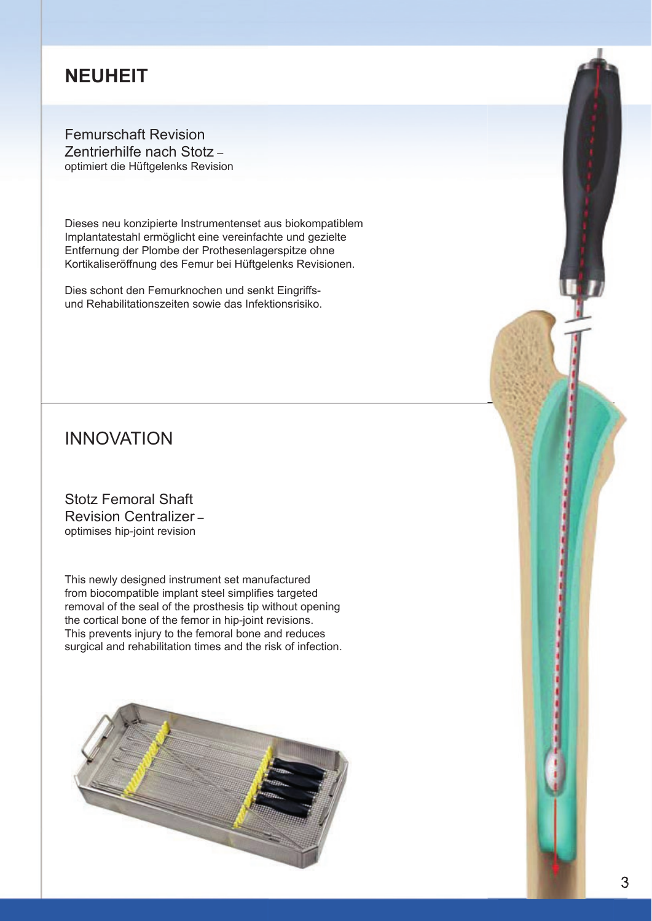# NEUHEIT

## Femurschaft Revision Zentrierhilfe nach Stotz – 

optimiert die Hüftgelenks Revision

Dieses neu konzipierte Instrumentenset aus biokompatiblem Implantatestahl ermöglicht eine vereinfachte und gezielte Entfernung der Plombe der Prothesenlagerspitze ohne Kortikaliseröffnung des Femur bei Hüftgelenks Revisionen.

Dies schont den Femurknochen und senkt Eingriffs- und Rehabilitationszeiten sowie das Infektionsrisiko.

# INNOVATION

## Stotz Femoral Shaft Revision Centralizer – 

optimises hip-joint revision

This newly designed instrument set manufactured from biocompatible implant steel simplifies targeted removal of the seal of the prosthesis tip without opening the cortical bone of the femor in hip-joint revisions. This prevents injury to the femoral bone and reduces surgical and rehabilitation times and the risk of infection.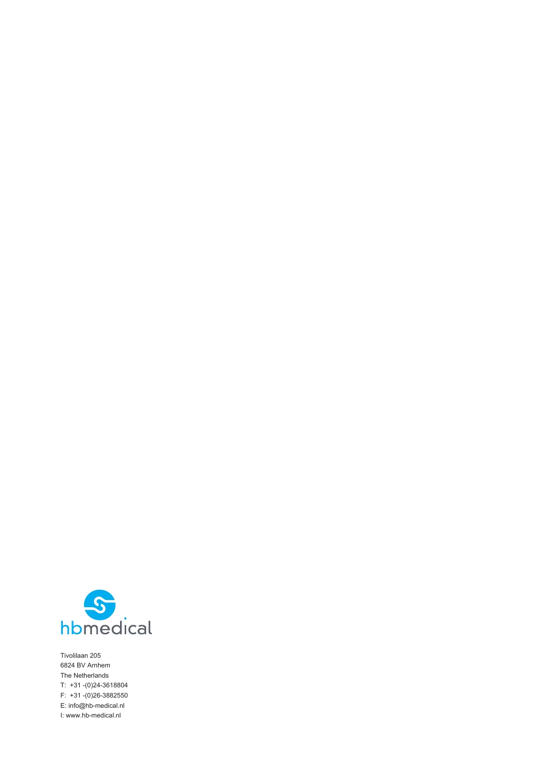hbmedical

Tivolilaan 205
6824 BV Arnhem
The Netherlands
T: +31 -(0)24-3618804
F: +31 -(0)26-3882550
E: info@hb-medical.nl
I: www.hb-medical.nl